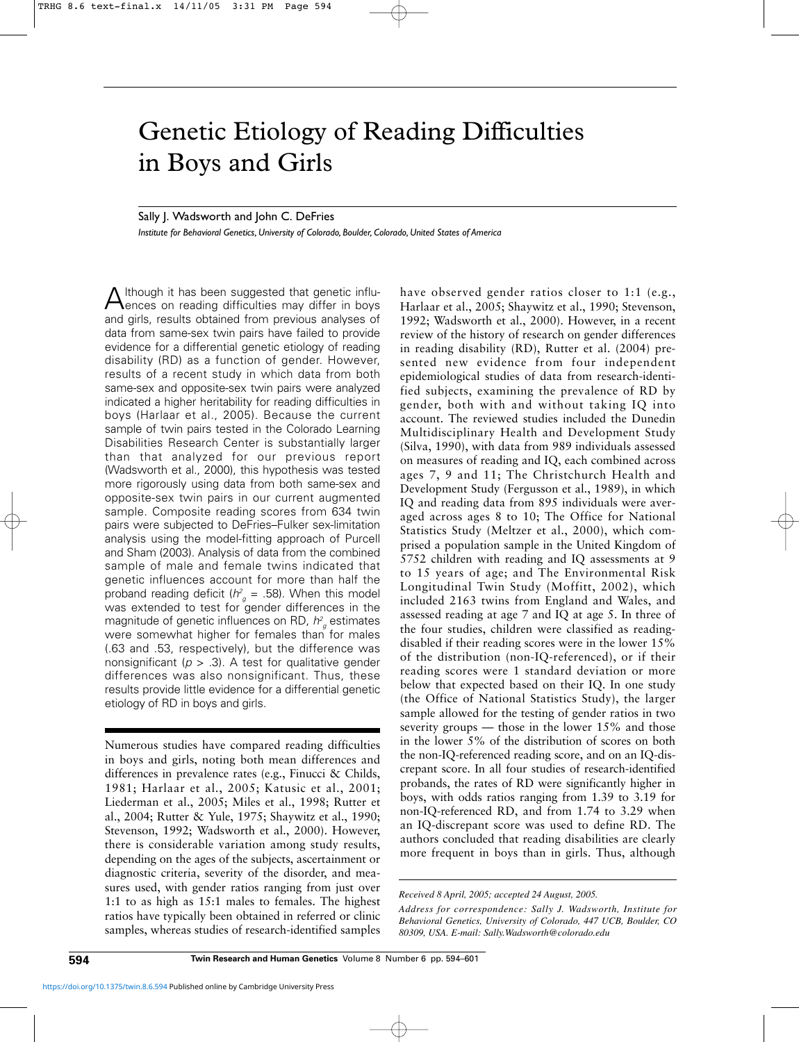# Genetic Etiology of Reading Difficulties in Boys and Girls

Sally J. Wadsworth and John C. DeFries

*Institute for Behavioral Genetics, University of Colorado, Boulder, Colorado, United States of America*

Although it has been suggested that genetic influences on reading difficulties may differ in boys and girls, results obtained from previous analyses of data from same-sex twin pairs have failed to provide evidence for a differential genetic etiology of reading disability (RD) as a function of gender. However, results of a recent study in which data from both same-sex and opposite-sex twin pairs were analyzed indicated a higher heritability for reading difficulties in boys (Harlaar et al., 2005). Because the current sample of twin pairs tested in the Colorado Learning Disabilities Research Center is substantially larger than that analyzed for our previous report (Wadsworth et al., 2000), this hypothesis was tested more rigorously using data from both same-sex and opposite-sex twin pairs in our current augmented sample. Composite reading scores from 634 twin pairs were subjected to DeFries–Fulker sex-limitation analysis using the model-fitting approach of Purcell and Sham (2003). Analysis of data from the combined sample of male and female twins indicated that genetic influences account for more than half the proband reading deficit ($h^2_g$ = .58). When this model was extended to test for gender differences in the magnitude of genetic influences on RD, $h^2_g$ estimates were somewhat higher for females than for males (.63 and .53, respectively), but the difference was nonsignificant ($p$ > .3). A test for qualitative gender differences was also nonsignificant. Thus, these results provide little evidence for a differential genetic etiology of RD in boys and girls.

---

Numerous studies have compared reading difficulties in boys and girls, noting both mean differences and differences in prevalence rates (e.g., Finucci & Childs, 1981; Harlaar et al., 2005; Katusic et al., 2001; Liederman et al., 2005; Miles et al., 1998; Rutter et al., 2004; Rutter & Yule, 1975; Shaywitz et al., 1990; Stevenson, 1992; Wadsworth et al., 2000). However, there is considerable variation among study results, depending on the ages of the subjects, ascertainment or diagnostic criteria, severity of the disorder, and measures used, with gender ratios ranging from just over 1:1 to as high as 15:1 males to females. The highest ratios have typically been obtained in referred or clinic samples, whereas studies of research-identified samples have observed gender ratios closer to 1:1 (e.g., Harlaar et al., 2005; Shaywitz et al., 1990; Stevenson, 1992; Wadsworth et al., 2000). However, in a recent review of the history of research on gender differences in reading disability (RD), Rutter et al. (2004) presented new evidence from four independent epidemiological studies of data from research-identified subjects, examining the prevalence of RD by gender, both with and without taking IQ into account. The reviewed studies included the Dunedin Multidisciplinary Health and Development Study (Silva, 1990), with data from 989 individuals assessed on measures of reading and IQ, each combined across ages 7, 9 and 11; The Christchurch Health and Development Study (Fergusson et al., 1989), in which IQ and reading data from 895 individuals were averaged across ages 8 to 10; The Office for National Statistics Study (Meltzer et al., 2000), which comprised a population sample in the United Kingdom of 5752 children with reading and IQ assessments at 9 to 15 years of age; and The Environmental Risk Longitudinal Twin Study (Moffitt, 2002), which included 2163 twins from England and Wales, and assessed reading at age 7 and IQ at age 5. In three of the four studies, children were classified as reading-disabled if their reading scores were in the lower 15% of the distribution (non-IQ-referenced), or if their reading scores were 1 standard deviation or more below that expected based on their IQ. In one study (the Office of National Statistics Study), the larger sample allowed for the testing of gender ratios in two severity groups — those in the lower 15% and those in the lower 5% of the distribution of scores on both the non-IQ-referenced reading score, and on an IQ-discrepant score. In all four studies of research-identified probands, the rates of RD were significantly higher in boys, with odds ratios ranging from 1.39 to 3.19 for non-IQ-referenced RD, and from 1.74 to 3.29 when an IQ-discrepant score was used to define RD. The authors concluded that reading disabilities are clearly more frequent in boys than in girls. Thus, although

*Received 8 April, 2005; accepted 24 August, 2005.*

*Address for correspondence: Sally J. Wadsworth, Institute for Behavioral Genetics, University of Colorado, 447 UCB, Boulder, CO 80309, USA. E-mail: Sally.Wadsworth@colorado.edu*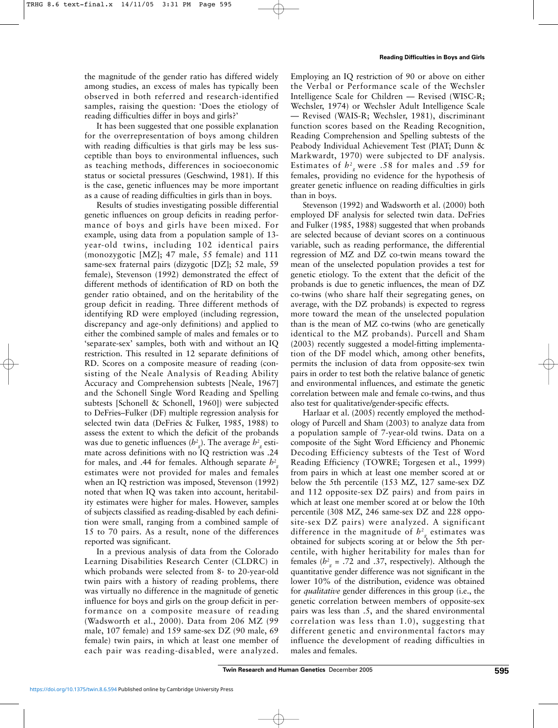the magnitude of the gender ratio has differed widely among studies, an excess of males has typically been observed in both referred and research-identified samples, raising the question: 'Does the etiology of reading difficulties differ in boys and girls?'

It has been suggested that one possible explanation for the overrepresentation of boys among children with reading difficulties is that girls may be less susceptible than boys to environmental influences, such as teaching methods, differences in socioeconomic status or societal pressures (Geschwind, 1981). If this is the case, genetic influences may be more important as a cause of reading difficulties in girls than in boys.

Results of studies investigating possible differential genetic influences on group deficits in reading performance of boys and girls have been mixed. For example, using data from a population sample of 13-year-old twins, including 102 identical pairs (monozygotic [MZ]; 47 male, 55 female) and 111 same-sex fraternal pairs (dizygotic [DZ]; 52 male, 59 female), Stevenson (1992) demonstrated the effect of different methods of identification of RD on both the gender ratio obtained, and on the heritability of the group deficit in reading. Three different methods of identifying RD were employed (including regression, discrepancy and age-only definitions) and applied to either the combined sample of males and females or to 'separate-sex' samples, both with and without an IQ restriction. This resulted in 12 separate definitions of RD. Scores on a composite measure of reading (consisting of the Neale Analysis of Reading Ability Accuracy and Comprehension subtests [Neale, 1967] and the Schonell Single Word Reading and Spelling subtests [Schonell & Schonell, 1960]) were subjected to DeFries–Fulker (DF) multiple regression analysis for selected twin data (DeFries & Fulker, 1985, 1988) to assess the extent to which the deficit of the probands was due to genetic influences ($h^2_g$). The average $h^2_g$ estimate across definitions with no IQ restriction was .24 for males, and .44 for females. Although separate $h^2_g$ estimates were not provided for males and females when an IQ restriction was imposed, Stevenson (1992) noted that when IQ was taken into account, heritability estimates were higher for males. However, samples of subjects classified as reading-disabled by each definition were small, ranging from a combined sample of 15 to 70 pairs. As a result, none of the differences reported was significant.

In a previous analysis of data from the Colorado Learning Disabilities Research Center (CLDRC) in which probands were selected from 8- to 20-year-old twin pairs with a history of reading problems, there was virtually no difference in the magnitude of genetic influence for boys and girls on the group deficit in performance on a composite measure of reading (Wadsworth et al., 2000). Data from 206 MZ (99 male, 107 female) and 159 same-sex DZ (90 male, 69 female) twin pairs, in which at least one member of each pair was reading-disabled, were analyzed. Employing an IQ restriction of 90 or above on either the Verbal or Performance scale of the Wechsler Intelligence Scale for Children — Revised (WISC-R; Wechsler, 1974) or Wechsler Adult Intelligence Scale — Revised (WAIS-R; Wechsler, 1981), discriminant function scores based on the Reading Recognition, Reading Comprehension and Spelling subtests of the Peabody Individual Achievement Test (PIAT; Dunn & Markwardt, 1970) were subjected to DF analysis. Estimates of $h^2_g$ were .58 for males and .59 for females, providing no evidence for the hypothesis of greater genetic influence on reading difficulties in girls than in boys.

Stevenson (1992) and Wadsworth et al. (2000) both employed DF analysis for selected twin data. DeFries and Fulker (1985, 1988) suggested that when probands are selected because of deviant scores on a continuous variable, such as reading performance, the differential regression of MZ and DZ co-twin means toward the mean of the unselected population provides a test for genetic etiology. To the extent that the deficit of the probands is due to genetic influences, the mean of DZ co-twins (who share half their segregating genes, on average, with the DZ probands) is expected to regress more toward the mean of the unselected population than is the mean of MZ co-twins (who are genetically identical to the MZ probands). Purcell and Sham (2003) recently suggested a model-fitting implementation of the DF model which, among other benefits, permits the inclusion of data from opposite-sex twin pairs in order to test both the relative balance of genetic and environmental influences, and estimate the genetic correlation between male and female co-twins, and thus also test for qualitative/gender-specific effects.

Harlaar et al. (2005) recently employed the methodology of Purcell and Sham (2003) to analyze data from a population sample of 7-year-old twins. Data on a composite of the Sight Word Efficiency and Phonemic Decoding Efficiency subtests of the Test of Word Reading Efficiency (TOWRE; Torgesen et al., 1999) from pairs in which at least one member scored at or below the 5th percentile (153 MZ, 127 same-sex DZ and 112 opposite-sex DZ pairs) and from pairs in which at least one member scored at or below the 10th percentile (308 MZ, 246 same-sex DZ and 228 opposite-sex DZ pairs) were analyzed. A significant difference in the magnitude of $h^2_g$ estimates was obtained for subjects scoring at or below the 5th percentile, with higher heritability for males than for females ($h^2_g$ = .72 and .37, respectively). Although the quantitative gender difference was not significant in the lower 10% of the distribution, evidence was obtained for *qualitative* gender differences in this group (i.e., the genetic correlation between members of opposite-sex pairs was less than .5, and the shared environmental correlation was less than 1.0), suggesting that different genetic and environmental factors may influence the development of reading difficulties in males and females.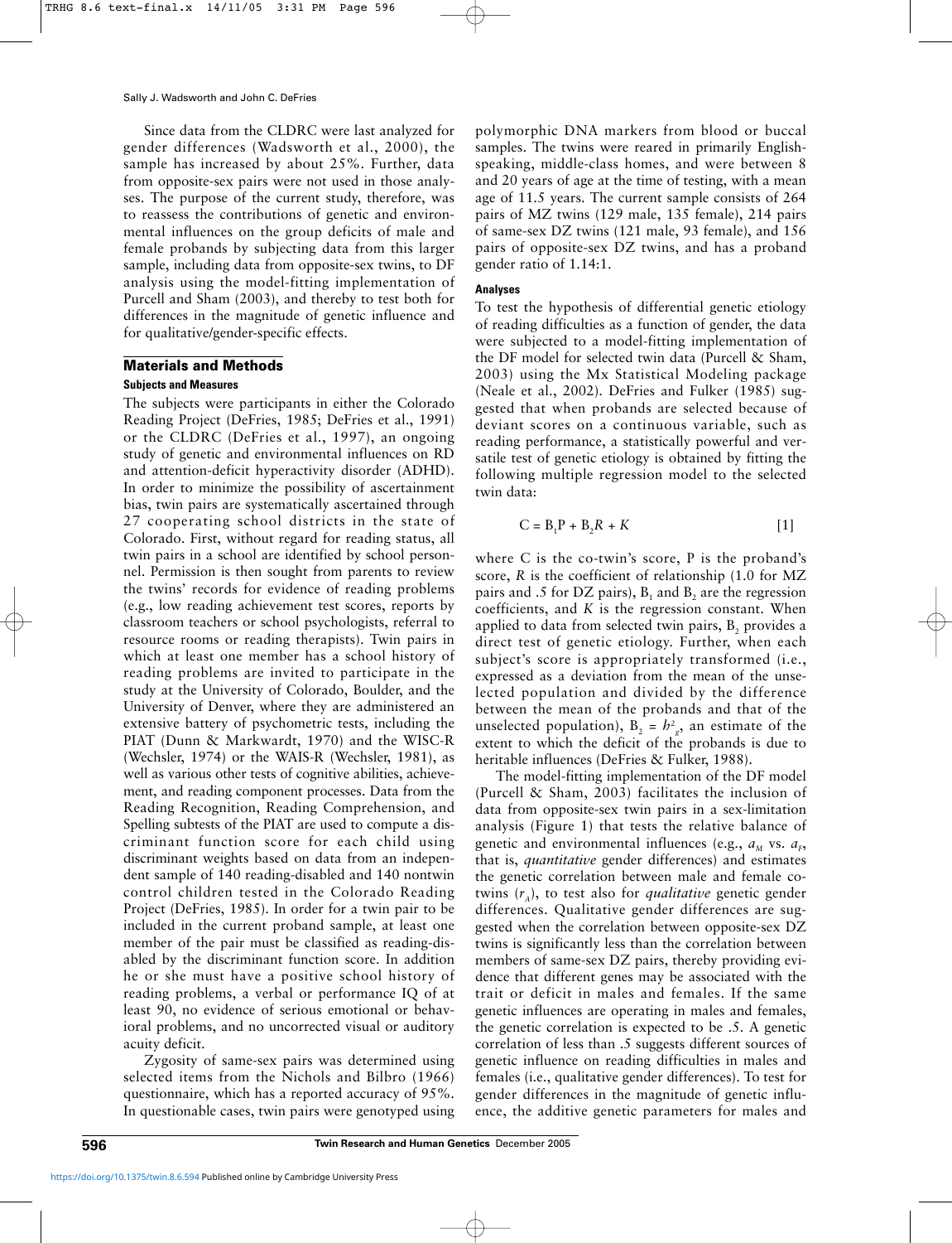Since data from the CLDRC were last analyzed for gender differences (Wadsworth et al., 2000), the sample has increased by about 25%. Further, data from opposite-sex pairs were not used in those analyses. The purpose of the current study, therefore, was to reassess the contributions of genetic and environmental influences on the group deficits of male and female probands by subjecting data from this larger sample, including data from opposite-sex twins, to DF analysis using the model-fitting implementation of Purcell and Sham (2003), and thereby to test both for differences in the magnitude of genetic influence and for qualitative/gender-specific effects.

## Materials and Methods

### Subjects and Measures

The subjects were participants in either the Colorado Reading Project (DeFries, 1985; DeFries et al., 1991) or the CLDRC (DeFries et al., 1997), an ongoing study of genetic and environmental influences on RD and attention-deficit hyperactivity disorder (ADHD). In order to minimize the possibility of ascertainment bias, twin pairs are systematically ascertained through 27 cooperating school districts in the state of Colorado. First, without regard for reading status, all twin pairs in a school are identified by school personnel. Permission is then sought from parents to review the twins' records for evidence of reading problems (e.g., low reading achievement test scores, reports by classroom teachers or school psychologists, referral to resource rooms or reading therapists). Twin pairs in which at least one member has a school history of reading problems are invited to participate in the study at the University of Colorado, Boulder, and the University of Denver, where they are administered an extensive battery of psychometric tests, including the PIAT (Dunn & Markwardt, 1970) and the WISC-R (Wechsler, 1974) or the WAIS-R (Wechsler, 1981), as well as various other tests of cognitive abilities, achievement, and reading component processes. Data from the Reading Recognition, Reading Comprehension, and Spelling subtests of the PIAT are used to compute a discriminant function score for each child using discriminant weights based on data from an independent sample of 140 reading-disabled and 140 nontwin control children tested in the Colorado Reading Project (DeFries, 1985). In order for a twin pair to be included in the current proband sample, at least one member of the pair must be classified as reading-disabled by the discriminant function score. In addition he or she must have a positive school history of reading problems, a verbal or performance IQ of at least 90, no evidence of serious emotional or behavioral problems, and no uncorrected visual or auditory acuity deficit.

Zygosity of same-sex pairs was determined using selected items from the Nichols and Bilbro (1966) questionnaire, which has a reported accuracy of 95%. In questionable cases, twin pairs were genotyped using polymorphic DNA markers from blood or buccal samples. The twins were reared in primarily English-speaking, middle-class homes, and were between 8 and 20 years of age at the time of testing, with a mean age of 11.5 years. The current sample consists of 264 pairs of MZ twins (129 male, 135 female), 214 pairs of same-sex DZ twins (121 male, 93 female), and 156 pairs of opposite-sex DZ twins, and has a proband gender ratio of 1.14:1.

### Analyses

To test the hypothesis of differential genetic etiology of reading difficulties as a function of gender, the data were subjected to a model-fitting implementation of the DF model for selected twin data (Purcell & Sham, 2003) using the Mx Statistical Modeling package (Neale et al., 2002). DeFries and Fulker (1985) suggested that when probands are selected because of deviant scores on a continuous variable, such as reading performance, a statistically powerful and versatile test of genetic etiology is obtained by fitting the following multiple regression model to the selected twin data:

$$C = B_1P + B_2R + K \qquad [1]$$

where C is the co-twin's score, P is the proband's score, $R$ is the coefficient of relationship (1.0 for MZ pairs and .5 for DZ pairs), $B_1$ and $B_2$ are the regression coefficients, and $K$ is the regression constant. When applied to data from selected twin pairs, $B_2$ provides a direct test of genetic etiology. Further, when each subject's score is appropriately transformed (i.e., expressed as a deviation from the mean of the unselected population and divided by the difference between the mean of the probands and that of the unselected population), $B_2 = h^2_g$, an estimate of the extent to which the deficit of the probands is due to heritable influences (DeFries & Fulker, 1988).

The model-fitting implementation of the DF model (Purcell & Sham, 2003) facilitates the inclusion of data from opposite-sex twin pairs in a sex-limitation analysis (Figure 1) that tests the relative balance of genetic and environmental influences (e.g., $a_M$ vs. $a_F$, that is, *quantitative* gender differences) and estimates the genetic correlation between male and female co-twins ($r_A$), to test also for *qualitative* genetic gender differences. Qualitative gender differences are suggested when the correlation between opposite-sex DZ twins is significantly less than the correlation between members of same-sex DZ pairs, thereby providing evidence that different genes may be associated with the trait or deficit in males and females. If the same genetic influences are operating in males and females, the genetic correlation is expected to be .5. A genetic correlation of less than .5 suggests different sources of genetic influence on reading difficulties in males and females (i.e., qualitative gender differences). To test for gender differences in the magnitude of genetic influence, the additive genetic parameters for males and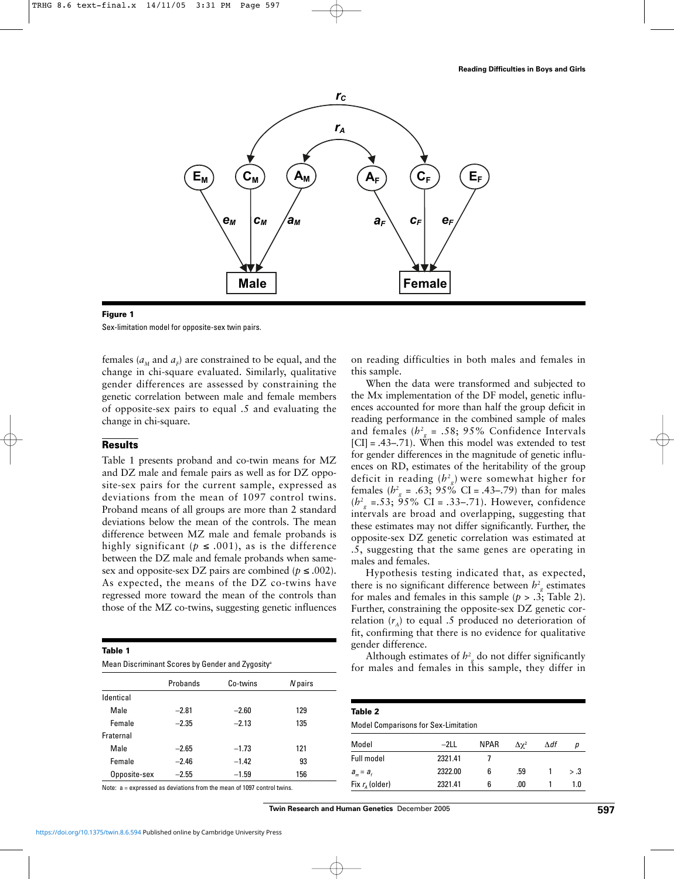**Figure 1**

Sex-limitation model for opposite-sex twin pairs.

females ($a_M$ and $a_F$) are constrained to be equal, and the change in chi-square evaluated. Similarly, qualitative gender differences are assessed by constraining the genetic correlation between male and female members of opposite-sex pairs to equal .5 and evaluating the change in chi-square.

## Results

Table 1 presents proband and co-twin means for MZ and DZ male and female pairs as well as for DZ opposite-sex pairs for the current sample, expressed as deviations from the mean of 1097 control twins. Proband means of all groups are more than 2 standard deviations below the mean of the controls. The mean difference between MZ male and female probands is highly significant ($p \leq .001$), as is the difference between the DZ male and female probands when same-sex and opposite-sex DZ pairs are combined ($p \leq .002$). As expected, the means of the DZ co-twins have regressed more toward the mean of the controls than those of the MZ co-twins, suggesting genetic influences on reading difficulties in both males and females in this sample.

When the data were transformed and subjected to the Mx implementation of the DF model, genetic influences accounted for more than half the group deficit in reading performance in the combined sample of males and females ($h^2_g$ = .58; 95% Confidence Intervals [CI] = .43–.71). When this model was extended to test for gender differences in the magnitude of genetic influences on RD, estimates of the heritability of the group deficit in reading ($h^2_g$) were somewhat higher for females ($h^2_g$ = .63; 95% CI = .43–.79) than for males ($h^2_g$ =.53; 95% CI = .33–.71). However, confidence intervals are broad and overlapping, suggesting that these estimates may not differ significantly. Further, the opposite-sex DZ genetic correlation was estimated at .5, suggesting that the same genes are operating in males and females.

Hypothesis testing indicated that, as expected, there is no significant difference between $h^2_g$ estimates for males and females in this sample ($p > .3$; Table 2). Further, constraining the opposite-sex DZ genetic correlation ($r_A$) to equal .5 produced no deterioration of fit, confirming that there is no evidence for qualitative gender difference.

Although estimates of $h^2_g$ do not differ significantly for males and females in this sample, they differ in

**Table 1**

Mean Discriminant Scores by Gender and Zygosity[a]

| | Probands | Co-twins | *N* pairs |
|---|---|---|---|
| Identical | | | |
| Male | −2.81 | −2.60 | 129 |
| Female | −2.35 | −2.13 | 135 |
| Fraternal | | | |
| Male | −2.65 | −1.73 | 121 |
| Female | −2.46 | −1.42 | 93 |
| Opposite-sex | −2.55 | −1.59 | 156 |

Note: a = expressed as deviations from the mean of 1097 control twins.

**Table 2**

Model Comparisons for Sex-Limitation

| Model | −2LL | NPAR | $\Delta\chi^2$ | $\Delta df$ | *p* |
|---|---|---|---|---|---|
| Full model | 2321.41 | 7 | | | |
| $a_m = a_f$ | 2322.00 | 6 | .59 | 1 | > .3 |
| Fix $r_A$ (older) | 2321.41 | 6 | .00 | 1 | 1.0 |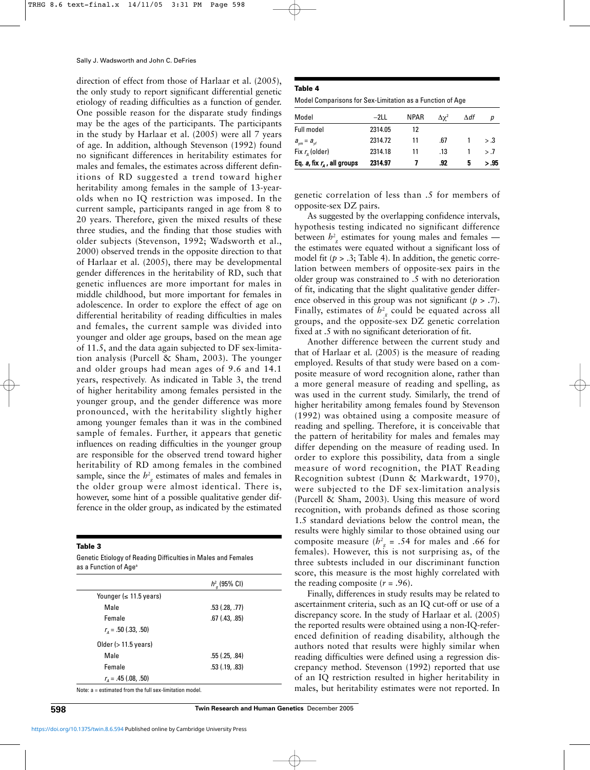direction of effect from those of Harlaar et al. (2005), the only study to report significant differential genetic etiology of reading difficulties as a function of gender. One possible reason for the disparate study findings may be the ages of the participants. The participants in the study by Harlaar et al. (2005) were all 7 years of age. In addition, although Stevenson (1992) found no significant differences in heritability estimates for males and females, the estimates across different definitions of RD suggested a trend toward higher heritability among females in the sample of 13-year-olds when no IQ restriction was imposed. In the current sample, participants ranged in age from 8 to 20 years. Therefore, given the mixed results of these three studies, and the finding that those studies with older subjects (Stevenson, 1992; Wadsworth et al., 2000) observed trends in the opposite direction to that of Harlaar et al. (2005), there may be developmental gender differences in the heritability of RD, such that genetic influences are more important for males in middle childhood, but more important for females in adolescence. In order to explore the effect of age on differential heritability of reading difficulties in males and females, the current sample was divided into younger and older age groups, based on the mean age of 11.5, and the data again subjected to DF sex-limitation analysis (Purcell & Sham, 2003). The younger and older groups had mean ages of 9.6 and 14.1 years, respectively. As indicated in Table 3, the trend of higher heritability among females persisted in the younger group, and the gender difference was more pronounced, with the heritability slightly higher among younger females than it was in the combined sample of females. Further, it appears that genetic influences on reading difficulties in the younger group are responsible for the observed trend toward higher heritability of RD among females in the combined sample, since the $h^2_g$ estimates of males and females in the older group were almost identical. There is, however, some hint of a possible qualitative gender difference in the older group, as indicated by the estimated genetic correlation of less than .5 for members of opposite-sex DZ pairs.

**Table 3**

Genetic Etiology of Reading Difficulties in Males and Females as a Function of Age[a]

| | $h^2_g$ (95% CI) |
|---|---|
| Younger (≤ 11.5 years) | |
| Male | .53 (.28, .77) |
| Female | .67 (.43, .85) |
| $r_A$ = .50 (.33, .50) | |
| Older (> 11.5 years) | |
| Male | .55 (.25, .84) |
| Female | .53 (.19, .83) |
| $r_A$ = .45 (.08, .50) | |

Note: a = estimated from the full sex-limitation model.

**Table 4**

Model Comparisons for Sex-Limitation as a Function of Age

| Model | −2LL | NPAR | $\Delta\chi^2$ | $\Delta df$ | $p$ |
|---|---|---|---|---|---|
| Full model | 2314.05 | 12 | | | |
| $a_{ym} = a_{yf}$ | 2314.72 | 11 | .67 | 1 | > .3 |
| Fix $r_A$ (older) | 2314.18 | 11 | .13 | 1 | > .7 |
| **Eq. *a*, fix $r_A$, all groups** | **2314.97** | **7** | **.92** | **5** | **> .95** |

As suggested by the overlapping confidence intervals, hypothesis testing indicated no significant difference between $h^2_g$ estimates for young males and females — the estimates were equated without a significant loss of model fit ($p > .3$; Table 4). In addition, the genetic correlation between members of opposite-sex pairs in the older group was constrained to .5 with no deterioration of fit, indicating that the slight qualitative gender difference observed in this group was not significant ($p > .7$). Finally, estimates of $h^2_g$ could be equated across all groups, and the opposite-sex DZ genetic correlation fixed at .5 with no significant deterioration of fit.

Another difference between the current study and that of Harlaar et al. (2005) is the measure of reading employed. Results of that study were based on a composite measure of word recognition alone, rather than a more general measure of reading and spelling, as was used in the current study. Similarly, the trend of higher heritability among females found by Stevenson (1992) was obtained using a composite measure of reading and spelling. Therefore, it is conceivable that the pattern of heritability for males and females may differ depending on the measure of reading used. In order to explore this possibility, data from a single measure of word recognition, the PIAT Reading Recognition subtest (Dunn & Markwardt, 1970), were subjected to the DF sex-limitation analysis (Purcell & Sham, 2003). Using this measure of word recognition, with probands defined as those scoring 1.5 standard deviations below the control mean, the results were highly similar to those obtained using our composite measure ($h^2_g$ = .54 for males and .66 for females). However, this is not surprising as, of the three subtests included in our discriminant function score, this measure is the most highly correlated with the reading composite ($r$ = .96).

Finally, differences in study results may be related to ascertainment criteria, such as an IQ cut-off or use of a discrepancy score. In the study of Harlaar et al. (2005) the reported results were obtained using a non-IQ-referenced definition of reading disability, although the authors noted that results were highly similar when reading difficulties were defined using a regression discrepancy method. Stevenson (1992) reported that use of an IQ restriction resulted in higher heritability in males, but heritability estimates were not reported. In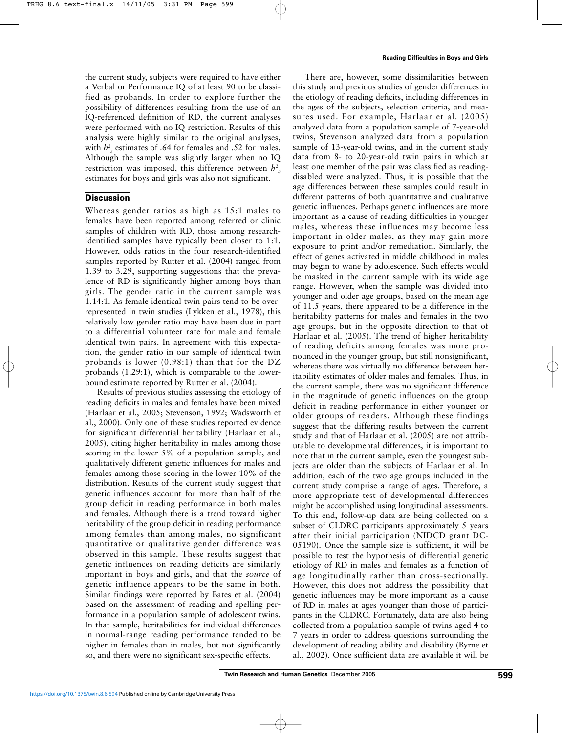the current study, subjects were required to have either a Verbal or Performance IQ of at least 90 to be classified as probands. In order to explore further the possibility of differences resulting from the use of an IQ-referenced definition of RD, the current analyses were performed with no IQ restriction. Results of this analysis were highly similar to the original analyses, with $h^2_g$ estimates of .64 for females and .52 for males. Although the sample was slightly larger when no IQ restriction was imposed, this difference between $h^2_g$ estimates for boys and girls was also not significant.

## Discussion

Whereas gender ratios as high as 15:1 males to females have been reported among referred or clinic samples of children with RD, those among research-identified samples have typically been closer to 1:1. However, odds ratios in the four research-identified samples reported by Rutter et al. (2004) ranged from 1.39 to 3.29, supporting suggestions that the prevalence of RD is significantly higher among boys than girls. The gender ratio in the current sample was 1.14:1. As female identical twin pairs tend to be overrepresented in twin studies (Lykken et al., 1978), this relatively low gender ratio may have been due in part to a differential volunteer rate for male and female identical twin pairs. In agreement with this expectation, the gender ratio in our sample of identical twin probands is lower (0.98:1) than that for the DZ probands (1.29:1), which is comparable to the lower-bound estimate reported by Rutter et al. (2004).

Results of previous studies assessing the etiology of reading deficits in males and females have been mixed (Harlaar et al., 2005; Stevenson, 1992; Wadsworth et al., 2000). Only one of these studies reported evidence for significant differential heritability (Harlaar et al., 2005), citing higher heritability in males among those scoring in the lower 5% of a population sample, and qualitatively different genetic influences for males and females among those scoring in the lower 10% of the distribution. Results of the current study suggest that genetic influences account for more than half of the group deficit in reading performance in both males and females. Although there is a trend toward higher heritability of the group deficit in reading performance among females than among males, no significant quantitative or qualitative gender difference was observed in this sample. These results suggest that genetic influences on reading deficits are similarly important in boys and girls, and that the *source* of genetic influence appears to be the same in both. Similar findings were reported by Bates et al. (2004) based on the assessment of reading and spelling performance in a population sample of adolescent twins. In that sample, heritabilities for individual differences in normal-range reading performance tended to be higher in females than in males, but not significantly so, and there were no significant sex-specific effects.

There are, however, some dissimilarities between this study and previous studies of gender differences in the etiology of reading deficits, including differences in the ages of the subjects, selection criteria, and measures used. For example, Harlaar et al. (2005) analyzed data from a population sample of 7-year-old twins, Stevenson analyzed data from a population sample of 13-year-old twins, and in the current study data from 8- to 20-year-old twin pairs in which at least one member of the pair was classified as reading-disabled were analyzed. Thus, it is possible that the age differences between these samples could result in different patterns of both quantitative and qualitative genetic influences. Perhaps genetic influences are more important as a cause of reading difficulties in younger males, whereas these influences may become less important in older males, as they may gain more exposure to print and/or remediation. Similarly, the effect of genes activated in middle childhood in males may begin to wane by adolescence. Such effects would be masked in the current sample with its wide age range. However, when the sample was divided into younger and older age groups, based on the mean age of 11.5 years, there appeared to be a difference in the heritability patterns for males and females in the two age groups, but in the opposite direction to that of Harlaar et al. (2005). The trend of higher heritability of reading deficits among females was more pronounced in the younger group, but still nonsignificant, whereas there was virtually no difference between heritability estimates of older males and females. Thus, in the current sample, there was no significant difference in the magnitude of genetic influences on the group deficit in reading performance in either younger or older groups of readers. Although these findings suggest that the differing results between the current study and that of Harlaar et al. (2005) are not attributable to developmental differences, it is important to note that in the current sample, even the youngest subjects are older than the subjects of Harlaar et al. In addition, each of the two age groups included in the current study comprise a range of ages. Therefore, a more appropriate test of developmental differences might be accomplished using longitudinal assessments. To this end, follow-up data are being collected on a subset of CLDRC participants approximately 5 years after their initial participation (NIDCD grant DC-05190). Once the sample size is sufficient, it will be possible to test the hypothesis of differential genetic etiology of RD in males and females as a function of age longitudinally rather than cross-sectionally. However, this does not address the possibility that genetic influences may be more important as a cause of RD in males at ages younger than those of participants in the CLDRC. Fortunately, data are also being collected from a population sample of twins aged 4 to 7 years in order to address questions surrounding the development of reading ability and disability (Byrne et al., 2002). Once sufficient data are available it will be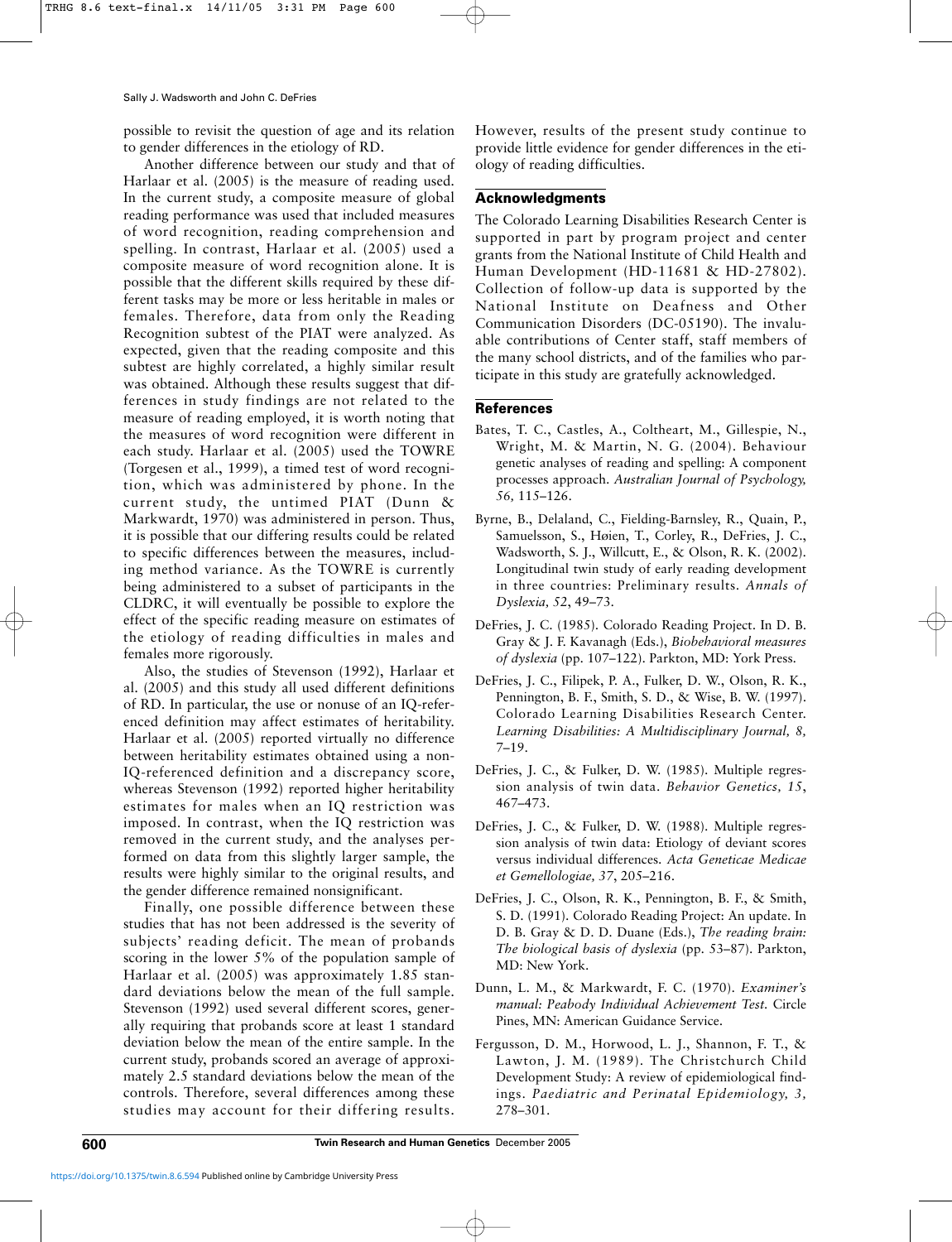possible to revisit the question of age and its relation to gender differences in the etiology of RD.

Another difference between our study and that of Harlaar et al. (2005) is the measure of reading used. In the current study, a composite measure of global reading performance was used that included measures of word recognition, reading comprehension and spelling. In contrast, Harlaar et al. (2005) used a composite measure of word recognition alone. It is possible that the different skills required by these different tasks may be more or less heritable in males or females. Therefore, data from only the Reading Recognition subtest of the PIAT were analyzed. As expected, given that the reading composite and this subtest are highly correlated, a highly similar result was obtained. Although these results suggest that differences in study findings are not related to the measure of reading employed, it is worth noting that the measures of word recognition were different in each study. Harlaar et al. (2005) used the TOWRE (Torgesen et al., 1999), a timed test of word recognition, which was administered by phone. In the current study, the untimed PIAT (Dunn & Markwardt, 1970) was administered in person. Thus, it is possible that our differing results could be related to specific differences between the measures, including method variance. As the TOWRE is currently being administered to a subset of participants in the CLDRC, it will eventually be possible to explore the effect of the specific reading measure on estimates of the etiology of reading difficulties in males and females more rigorously.

Also, the studies of Stevenson (1992), Harlaar et al. (2005) and this study all used different definitions of RD. In particular, the use or nonuse of an IQ-referenced definition may affect estimates of heritability. Harlaar et al. (2005) reported virtually no difference between heritability estimates obtained using a non-IQ-referenced definition and a discrepancy score, whereas Stevenson (1992) reported higher heritability estimates for males when an IQ restriction was imposed. In contrast, when the IQ restriction was removed in the current study, and the analyses performed on data from this slightly larger sample, the results were highly similar to the original results, and the gender difference remained nonsignificant.

Finally, one possible difference between these studies that has not been addressed is the severity of subjects' reading deficit. The mean of probands scoring in the lower 5% of the population sample of Harlaar et al. (2005) was approximately 1.85 standard deviations below the mean of the full sample. Stevenson (1992) used several different scores, generally requiring that probands score at least 1 standard deviation below the mean of the entire sample. In the current study, probands scored an average of approximately 2.5 standard deviations below the mean of the controls. Therefore, several differences among these studies may account for their differing results. However, results of the present study continue to provide little evidence for gender differences in the etiology of reading difficulties.

## Acknowledgments

The Colorado Learning Disabilities Research Center is supported in part by program project and center grants from the National Institute of Child Health and Human Development (HD-11681 & HD-27802). Collection of follow-up data is supported by the National Institute on Deafness and Other Communication Disorders (DC-05190). The invaluable contributions of Center staff, staff members of the many school districts, and of the families who participate in this study are gratefully acknowledged.

## References

Bates, T. C., Castles, A., Coltheart, M., Gillespie, N., Wright, M. & Martin, N. G. (2004). Behaviour genetic analyses of reading and spelling: A component processes approach. *Australian Journal of Psychology, 56,* 115–126.

Byrne, B., Delaland, C., Fielding-Barnsley, R., Quain, P., Samuelsson, S., Høien, T., Corley, R., DeFries, J. C., Wadsworth, S. J., Willcutt, E., & Olson, R. K. (2002). Longitudinal twin study of early reading development in three countries: Preliminary results. *Annals of Dyslexia, 52*, 49–73.

DeFries, J. C. (1985). Colorado Reading Project. In D. B. Gray & J. F. Kavanagh (Eds.), *Biobehavioral measures of dyslexia* (pp. 107–122). Parkton, MD: York Press.

DeFries, J. C., Filipek, P. A., Fulker, D. W., Olson, R. K., Pennington, B. F., Smith, S. D., & Wise, B. W. (1997). Colorado Learning Disabilities Research Center. *Learning Disabilities: A Multidisciplinary Journal, 8,* 7–19.

DeFries, J. C., & Fulker, D. W. (1985). Multiple regression analysis of twin data. *Behavior Genetics, 15*, 467–473.

DeFries, J. C., & Fulker, D. W. (1988). Multiple regression analysis of twin data: Etiology of deviant scores versus individual differences. *Acta Geneticae Medicae et Gemellologiae, 37*, 205–216.

DeFries, J. C., Olson, R. K., Pennington, B. F., & Smith, S. D. (1991). Colorado Reading Project: An update. In D. B. Gray & D. D. Duane (Eds.), *The reading brain: The biological basis of dyslexia* (pp. 53–87). Parkton, MD: New York.

Dunn, L. M., & Markwardt, F. C. (1970). *Examiner's manual: Peabody Individual Achievement Test.* Circle Pines, MN: American Guidance Service.

Fergusson, D. M., Horwood, L. J., Shannon, F. T., & Lawton, J. M. (1989). The Christchurch Child Development Study: A review of epidemiological findings. *Paediatric and Perinatal Epidemiology, 3,* 278–301.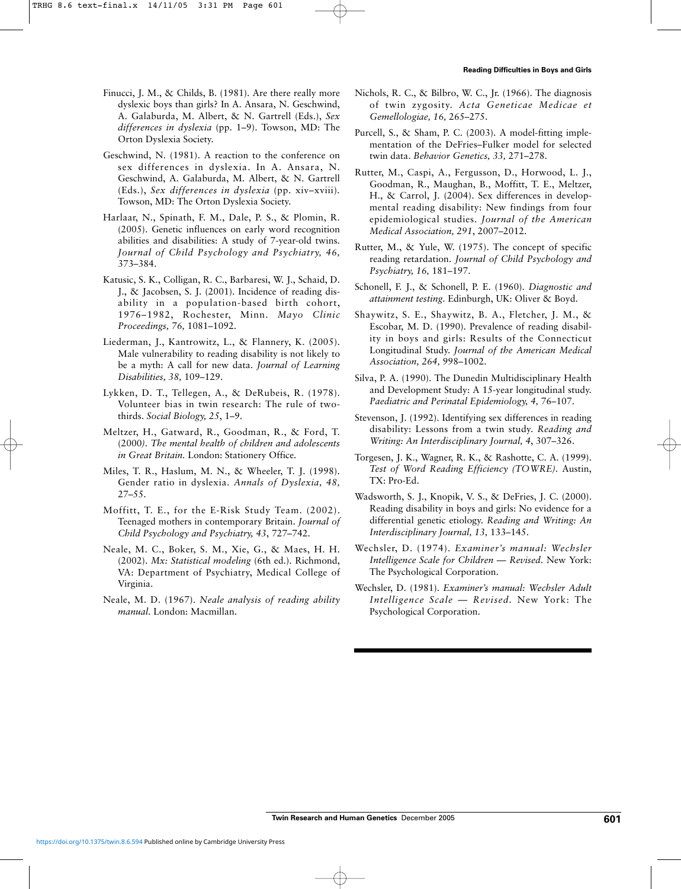Finucci, J. M., & Childs, B. (1981). Are there really more dyslexic boys than girls? In A. Ansara, N. Geschwind, A. Galaburda, M. Albert, & N. Gartrell (Eds.), *Sex differences in dyslexia* (pp. 1–9). Towson, MD: The Orton Dyslexia Society.

Geschwind, N. (1981). A reaction to the conference on sex differences in dyslexia. In A. Ansara, N. Geschwind, A. Galaburda, M. Albert, & N. Gartrell (Eds.), *Sex differences in dyslexia* (pp. xiv–xviii). Towson, MD: The Orton Dyslexia Society.

Harlaar, N., Spinath, F. M., Dale, P. S., & Plomin, R. (2005). Genetic influences on early word recognition abilities and disabilities: A study of 7-year-old twins. *Journal of Child Psychology and Psychiatry, 46,* 373–384.

Katusic, S. K., Colligan, R. C., Barbaresi, W. J., Schaid, D. J., & Jacobsen, S. J. (2001). Incidence of reading disability in a population-based birth cohort, 1976–1982, Rochester, Minn. *Mayo Clinic Proceedings, 76,* 1081–1092.

Liederman, J., Kantrowitz, L., & Flannery, K. (2005). Male vulnerability to reading disability is not likely to be a myth: A call for new data. *Journal of Learning Disabilities, 38,* 109–129.

Lykken, D. T., Tellegen, A., & DeRubeis, R. (1978). Volunteer bias in twin research: The rule of two-thirds. *Social Biology, 25*, 1–9.

Meltzer, H., Gatward, R., Goodman, R., & Ford, T. (2000). *The mental health of children and adolescents in Great Britain.* London: Stationery Office.

Miles, T. R., Haslum, M. N., & Wheeler, T. J. (1998). Gender ratio in dyslexia. *Annals of Dyslexia, 48,* 27–55.

Moffitt, T. E., for the E-Risk Study Team. (2002). Teenaged mothers in contemporary Britain. *Journal of Child Psychology and Psychiatry, 43*, 727–742.

Neale, M. C., Boker, S. M., Xie, G., & Maes, H. H. (2002). *Mx: Statistical modeling* (6th ed.). Richmond, VA: Department of Psychiatry, Medical College of Virginia.

Neale, M. D. (1967). *Neale analysis of reading ability manual.* London: Macmillan.

Nichols, R. C., & Bilbro, W. C., Jr. (1966). The diagnosis of twin zygosity. *Acta Geneticae Medicae et Gemellologiae, 16,* 265–275.

Purcell, S., & Sham, P. C. (2003). A model-fitting implementation of the DeFries–Fulker model for selected twin data. *Behavior Genetics, 33,* 271–278.

Rutter, M., Caspi, A., Fergusson, D., Horwood, L. J., Goodman, R., Maughan, B., Moffitt, T. E., Meltzer, H., & Carrol, J. (2004). Sex differences in developmental reading disability: New findings from four epidemiological studies. *Journal of the American Medical Association, 291*, 2007–2012.

Rutter, M., & Yule, W. (1975). The concept of specific reading retardation. *Journal of Child Psychology and Psychiatry, 16,* 181–197.

Schonell, F. J., & Schonell, P. E. (1960). *Diagnostic and attainment testing.* Edinburgh, UK: Oliver & Boyd.

Shaywitz, S. E., Shaywitz, B. A., Fletcher, J. M., & Escobar, M. D. (1990). Prevalence of reading disability in boys and girls: Results of the Connecticut Longitudinal Study. *Journal of the American Medical Association, 264,* 998–1002.

Silva, P. A. (1990). The Dunedin Multidisciplinary Health and Development Study: A 15-year longitudinal study. *Paediatric and Perinatal Epidemiology, 4,* 76–107.

Stevenson, J. (1992). Identifying sex differences in reading disability: Lessons from a twin study. *Reading and Writing: An Interdisciplinary Journal, 4*, 307–326.

Torgesen, J. K., Wagner, R. K., & Rashotte, C. A. (1999). *Test of Word Reading Efficiency (TOWRE).* Austin, TX: Pro-Ed.

Wadsworth, S. J., Knopik, V. S., & DeFries, J. C. (2000). Reading disability in boys and girls: No evidence for a differential genetic etiology. *Reading and Writing: An Interdisciplinary Journal, 13,* 133–145.

Wechsler, D. (1974). *Examiner's manual: Wechsler Intelligence Scale for Children — Revised.* New York: The Psychological Corporation.

Wechsler, D. (1981). *Examiner's manual: Wechsler Adult Intelligence Scale — Revised.* New York: The Psychological Corporation.